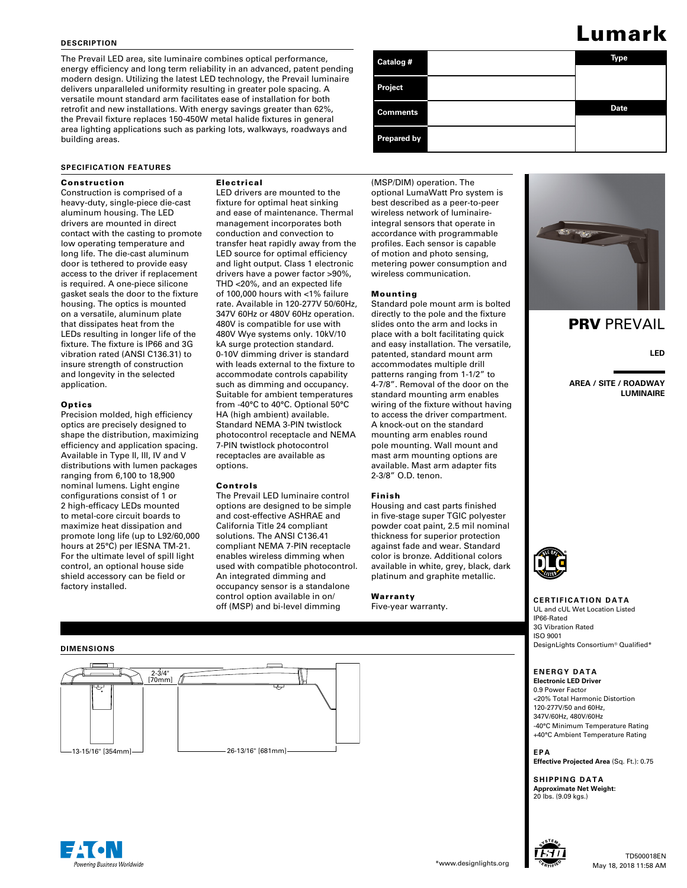# Lumark

| Catalog # | | Type |
|---|---|---|
| Project | | |
| Comments | | Date |
| Prepared by | | |

## DESCRIPTION

The Prevail LED area, site luminaire combines optical performance, energy efficiency and long term reliability in an advanced, patent pending modern design. Utilizing the latest LED technology, the Prevail luminaire delivers unparalleled uniformity resulting in greater pole spacing. A versatile mount standard arm facilitates ease of installation for both retrofit and new installations. With energy savings greater than 62%, the Prevail fixture replaces 150-450W metal halide fixtures in general area lighting applications such as parking lots, walkways, roadways and building areas.

## SPECIFICATION FEATURES

### Construction

Construction is comprised of a heavy-duty, single-piece die-cast aluminum housing. The LED drivers are mounted in direct contact with the casting to promote low operating temperature and long life. The die-cast aluminum door is tethered to provide easy access to the driver if replacement is required. A one-piece silicone gasket seals the door to the fixture housing. The optics is mounted on a versatile, aluminum plate that dissipates heat from the LEDs resulting in longer life of the fixture. The fixture is IP66 and 3G vibration rated (ANSI C136.31) to insure strength of construction and longevity in the selected application.

### Optics

Precision molded, high efficiency optics are precisely designed to shape the distribution, maximizing efficiency and application spacing. Available in Type II, III, IV and V distributions with lumen packages ranging from 6,100 to 18,900 nominal lumens. Light engine configurations consist of 1 or 2 high-efficacy LEDs mounted to metal-core circuit boards to maximize heat dissipation and promote long life (up to L92/60,000 hours at 25°C) per IESNA TM-21. For the ultimate level of spill light control, an optional house side shield accessory can be field or factory installed.

### Electrical

LED drivers are mounted to the fixture for optimal heat sinking and ease of maintenance. Thermal management incorporates both conduction and convection to transfer heat rapidly away from the LED source for optimal efficiency and light output. Class 1 electronic drivers have a power factor >90%, THD <20%, and an expected life of 100,000 hours with <1% failure rate. Available in 120-277V 50/60Hz, 347V 60Hz or 480V 60Hz operation. 480V is compatible for use with 480V Wye systems only. 10kV/10 kA surge protection standard. 0-10V dimming driver is standard with leads external to the fixture to accommodate controls capability such as dimming and occupancy. Suitable for ambient temperatures from -40°C to 40°C. Optional 50°C HA (high ambient) available. Standard NEMA 3-PIN twistlock photocontrol receptacle and NEMA 7-PIN twistlock photocontrol receptacles are available as options.

### Controls

The Prevail LED luminaire control options are designed to be simple and cost-effective ASHRAE and California Title 24 compliant solutions. The ANSI C136.41 compliant NEMA 7-PIN receptacle enables wireless dimming when used with compatible photocontrol. An integrated dimming and occupancy sensor is a standalone control option available in on/off (MSP) and bi-level dimming (MSP/DIM) operation. The optional LumaWatt Pro system is best described as a peer-to-peer wireless network of luminaire-integral sensors that operate in accordance with programmable profiles. Each sensor is capable of motion and photo sensing, metering power consumption and wireless communication.

### Mounting

Standard pole mount arm is bolted directly to the pole and the fixture slides onto the arm and locks in place with a bolt facilitating quick and easy installation. The versatile, patented, standard mount arm accommodates multiple drill patterns ranging from 1-1/2" to 4-7/8". Removal of the door on the standard mounting arm enables wiring of the fixture without having to access the driver compartment. A knock-out on the standard mounting arm enables round pole mounting. Wall mount and mast arm mounting options are available. Mast arm adapter fits 2-3/8" O.D. tenon.

### Finish

Housing and cast parts finished in five-stage super TGIC polyester powder coat paint, 2.5 mil nominal thickness for superior protection against fade and wear. Standard color is bronze. Additional colors available in white, grey, black, dark platinum and graphite metallic.

### Warranty

Five-year warranty.

**PRV** PREVAIL

**LED**

**AREA / SITE / ROADWAY LUMINAIRE**

## DIMENSIONS

2-3/4" [70mm]

13-15/16" [354mm]

26-13/16" [681mm]

## CERTIFICATION DATA

UL and cUL Wet Location Listed
IP66-Rated
3G Vibration Rated
ISO 9001
DesignLights Consortium® Qualified*

## ENERGY DATA

**Electronic LED Driver**
0.9 Power Factor
<20% Total Harmonic Distortion
120-277V/50 and 60Hz,
347V/60Hz, 480V/60Hz
-40°C Minimum Temperature Rating
+40°C Ambient Temperature Rating

## EPA

**Effective Projected Area** (Sq. Ft.): 0.75

## SHIPPING DATA

**Approximate Net Weight:**
20 lbs. (9.09 kgs.)

*www.designlights.org

TD500018EN
May 18, 2018 11:58 AM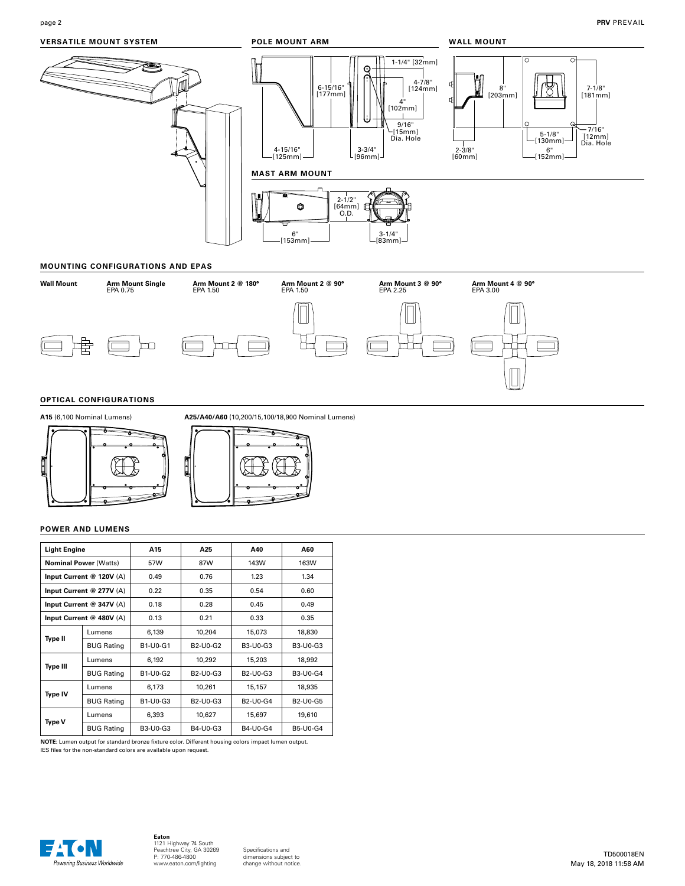## VERSATILE MOUNT SYSTEM

## POLE MOUNT ARM

1-1/4" [32mm]

6-15/16" [177mm]

4-7/8" [124mm]

4" [102mm]

9/16" [15mm] Dia. Hole

4-15/16" [125mm]

3-3/4" [96mm]

## WALL MOUNT

8" [203mm]

7-1/8" [181mm]

7/16" [12mm] Dia. Hole

5-1/8" [130mm]

2-3/8" [60mm]

6" [152mm]

## MAST ARM MOUNT

2-1/2" [64mm] O.D.

6" [153mm]

3-1/4" [83mm]

## MOUNTING CONFIGURATIONS AND EPAS

**Wall Mount**

**Arm Mount Single** EPA 0.75

**Arm Mount 2 @ 180°** EPA 1.50

**Arm Mount 2 @ 90°** EPA 1.50

**Arm Mount 3 @ 90°** EPA 2.25

**Arm Mount 4 @ 90°** EPA 3.00

## OPTICAL CONFIGURATIONS

**A15** (6,100 Nominal Lumens)

**A25/A40/A60** (10,200/15,100/18,900 Nominal Lumens)

## POWER AND LUMENS

| Light Engine | | A15 | A25 | A40 | A60 |
|---|---|---|---|---|---|
| **Nominal Power** (Watts) | | 57W | 87W | 143W | 163W |
| **Input Current @ 120V** (A) | | 0.49 | 0.76 | 1.23 | 1.34 |
| **Input Current @ 277V** (A) | | 0.22 | 0.35 | 0.54 | 0.60 |
| **Input Current @ 347V** (A) | | 0.18 | 0.28 | 0.45 | 0.49 |
| **Input Current @ 480V** (A) | | 0.13 | 0.21 | 0.33 | 0.35 |
| **Type II** | Lumens | 6,139 | 10,204 | 15,073 | 18,830 |
| | BUG Rating | B1-U0-G1 | B2-U0-G2 | B3-U0-G3 | B3-U0-G3 |
| **Type III** | Lumens | 6,192 | 10,292 | 15,203 | 18,992 |
| | BUG Rating | B1-U0-G2 | B2-U0-G3 | B2-U0-G3 | B3-U0-G4 |
| **Type IV** | Lumens | 6,173 | 10,261 | 15,157 | 18,935 |
| | BUG Rating | B1-U0-G3 | B2-U0-G3 | B2-U0-G4 | B2-U0-G5 |
| **Type V** | Lumens | 6,393 | 10,627 | 15,697 | 19,610 |
| | BUG Rating | B3-U0-G3 | B4-U0-G3 | B4-U0-G4 | B5-U0-G4 |

**NOTE**: Lumen output for standard bronze fixture color. Different housing colors impact lumen output.
IES files for the non-standard colors are available upon request.

**Eaton**
1121 Highway 74 South
Peachtree City, GA 30269
P: 770-486-4800
www.eaton.com/lighting

Specifications and dimensions subject to change without notice.

TD500018EN
May 18, 2018 11:58 AM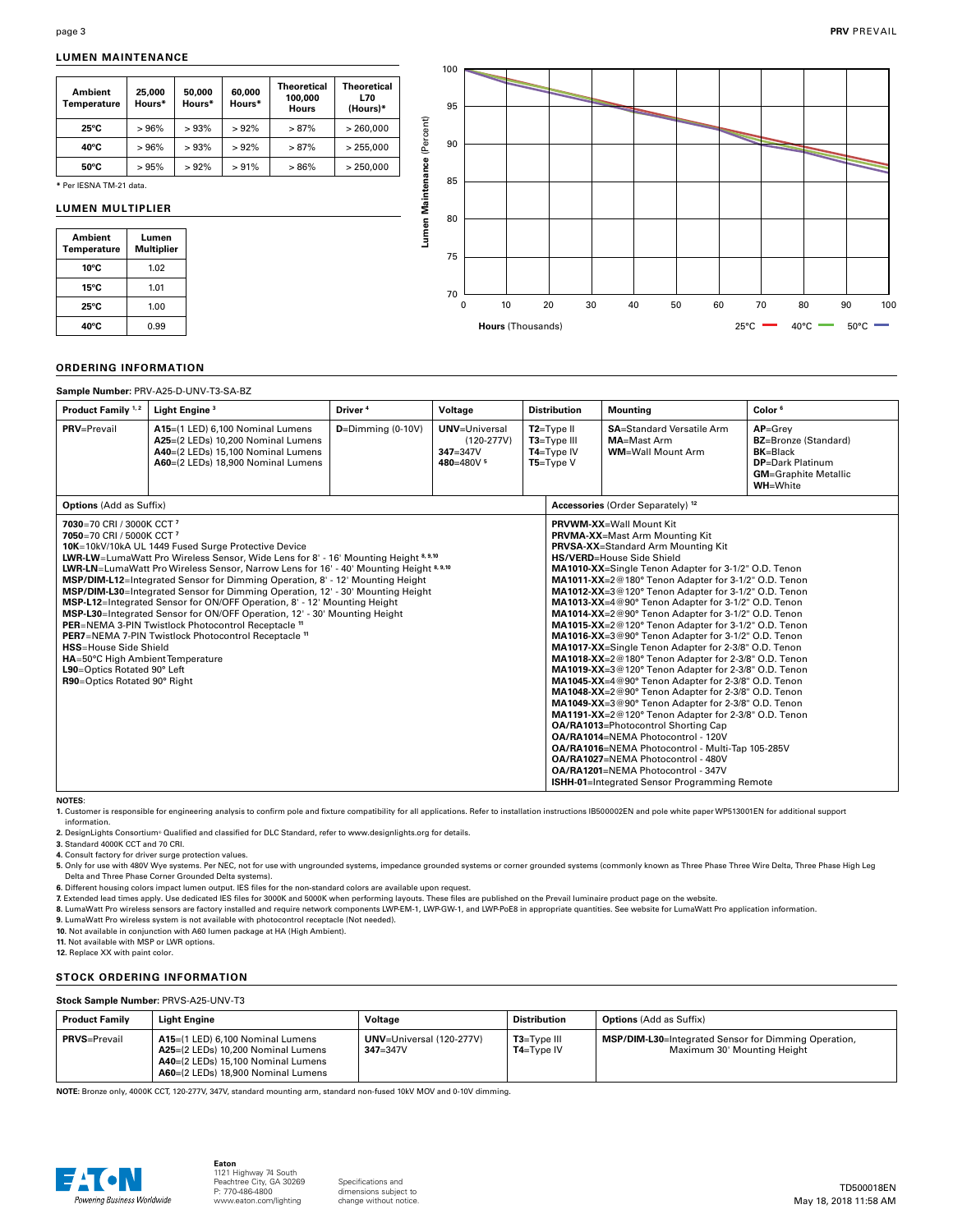## LUMEN MAINTENANCE

| Ambient Temperature | 25,000 Hours* | 50,000 Hours* | 60,000 Hours* | Theoretical 100,000 Hours | Theoretical L70 (Hours)* |
|---|---|---|---|---|---|
| 25°C | > 96% | > 93% | > 92% | > 87% | > 260,000 |
| 40°C | > 96% | > 93% | > 92% | > 87% | > 255,000 |
| 50°C | > 95% | > 92% | > 91% | > 86% | > 250,000 |

* Per IESNA TM-21 data.

## LUMEN MULTIPLIER

| Ambient Temperature | Lumen Multiplier |
|---|---|
| 10°C | 1.02 |
| 15°C | 1.01 |
| 25°C | 1.00 |
| 40°C | 0.99 |

Lumen Maintenance (Percent)

100
95
90
85
80
75
70

0 10 20 30 40 50 60 70 80 90 100

Hours (Thousands)

25°C 40°C 50°C

## ORDERING INFORMATION

**Sample Number:** PRV-A25-D-UNV-T3-SA-BZ

| Product Family [1, 2] | Light Engine [3] | Driver [4] | Voltage | Distribution | Mounting | Color [6] |
|---|---|---|---|---|---|---|
| **PRV**=Prevail | **A15**=(1 LED) 6,100 Nominal Lumens<br>**A25**=(2 LEDs) 10,200 Nominal Lumens<br>**A40**=(2 LEDs) 15,100 Nominal Lumens<br>**A60**=(2 LEDs) 18,900 Nominal Lumens | **D**=Dimming (0-10V) | **UNV**=Universal (120-277V)<br>**347**=347V<br>**480**=480V [5] | **T2**=Type II<br>**T3**=Type III<br>**T4**=Type IV<br>**T5**=Type V | **SA**=Standard Versatile Arm<br>**MA**=Mast Arm<br>**WM**=Wall Mount Arm | **AP**=Grey<br>**BZ**=Bronze (Standard)<br>**BK**=Black<br>**DP**=Dark Platinum<br>**GM**=Graphite Metallic<br>**WH**=White |

**Options** (Add as Suffix)

- **7030**=70 CRI / 3000K CCT [7]
- **7050**=70 CRI / 5000K CCT [7]
- **10K**=10kV/10kA UL 1449 Fused Surge Protective Device
- **LWR-LW**=LumaWatt Pro Wireless Sensor, Wide Lens for 8' - 16' Mounting Height [8, 9, 10]
- **LWR-LN**=LumaWatt Pro Wireless Sensor, Narrow Lens for 16' - 40' Mounting Height [8, 9, 10]
- **MSP/DIM-L12**=Integrated Sensor for Dimming Operation, 8' - 12' Mounting Height
- **MSP/DIM-L30**=Integrated Sensor for Dimming Operation, 12' - 30' Mounting Height
- **MSP-L12**=Integrated Sensor for ON/OFF Operation, 8' - 12' Mounting Height
- **MSP-L30**=Integrated Sensor for ON/OFF Operation, 12' - 30' Mounting Height
- **PER**=NEMA 3-PIN Twistlock Photocontrol Receptacle [11]
- **PER7**=NEMA 7-PIN Twistlock Photocontrol Receptacle [11]
- **HSS**=House Side Shield
- **HA**=50°C High Ambient Temperature
- **L90**=Optics Rotated 90° Left
- **R90**=Optics Rotated 90° Right

**Accessories** (Order Separately) [12]

- **PRVWM-XX**=Wall Mount Kit
- **PRVMA-XX**=Mast Arm Mounting Kit
- **PRVSA-XX**=Standard Arm Mounting Kit
- **HS/VERD**=House Side Shield
- **MA1010-XX**=Single Tenon Adapter for 3-1/2" O.D. Tenon
- **MA1011-XX**=2@180° Tenon Adapter for 3-1/2" O.D. Tenon
- **MA1012-XX**=3@120° Tenon Adapter for 3-1/2" O.D. Tenon
- **MA1013-XX**=4@90° Tenon Adapter for 3-1/2" O.D. Tenon
- **MA1014-XX**=2@90° Tenon Adapter for 3-1/2" O.D. Tenon
- **MA1015-XX**=2@120° Tenon Adapter for 3-1/2" O.D. Tenon
- **MA1016-XX**=3@90° Tenon Adapter for 3-1/2" O.D. Tenon
- **MA1017-XX**=Single Tenon Adapter for 2-3/8" O.D. Tenon
- **MA1018-XX**=2@180° Tenon Adapter for 2-3/8" O.D. Tenon
- **MA1019-XX**=3@120° Tenon Adapter for 2-3/8" O.D. Tenon
- **MA1045-XX**=4@90° Tenon Adapter for 2-3/8" O.D. Tenon
- **MA1048-XX**=2@90° Tenon Adapter for 2-3/8" O.D. Tenon
- **MA1049-XX**=3@90° Tenon Adapter for 2-3/8" O.D. Tenon
- **MA1191-XX**=2@120° Tenon Adapter for 2-3/8" O.D. Tenon
- **OA/RA1013**=Photocontrol Shorting Cap
- **OA/RA1014**=NEMA Photocontrol - 120V
- **OA/RA1016**=NEMA Photocontrol - Multi-Tap 105-285V
- **OA/RA1027**=NEMA Photocontrol - 480V
- **OA/RA1201**=NEMA Photocontrol - 347V
- **ISHH-01**=Integrated Sensor Programming Remote

**NOTES**:

1. Customer is responsible for engineering analysis to confirm pole and fixture compatibility for all applications. Refer to installation instructions IB500002EN and pole white paper WP513001EN for additional support information.
2. DesignLights Consortium® Qualified and classified for DLC Standard, refer to www.designlights.org for details.
3. Standard 4000K CCT and 70 CRI.
4. Consult factory for driver surge protection values.
5. Only for use with 480V Wye systems. Per NEC, not for use with ungrounded systems, impedance grounded systems or corner grounded systems (commonly known as Three Phase Three Wire Delta, Three Phase High Leg Delta and Three Phase Corner Grounded Delta systems).
6. Different housing colors impact lumen output. IES files for the non-standard colors are available upon request.
7. Extended lead times apply. Use dedicated IES files for 3000K and 5000K when performing layouts. These files are published on the Prevail luminaire product page on the website.
8. LumaWatt Pro wireless sensors are factory installed and require network components LWP-EM-1, LWP-GW-1, and LWP-PoE8 in appropriate quantities. See website for LumaWatt Pro application information.
9. LumaWatt Pro wireless system is not available with photocontrol receptacle (Not needed).
10. Not available in conjunction with A60 lumen package at HA (High Ambient).
11. Not available with MSP or LWR options.
12. Replace XX with paint color.

## STOCK ORDERING INFORMATION

**Stock Sample Number:** PRVS-A25-UNV-T3

| Product Family | Light Engine | Voltage | Distribution | Options (Add as Suffix) |
|---|---|---|---|---|
| **PRVS**=Prevail | **A15**=(1 LED) 6,100 Nominal Lumens<br>**A25**=(2 LEDs) 10,200 Nominal Lumens<br>**A40**=(2 LEDs) 15,100 Nominal Lumens<br>**A60**=(2 LEDs) 18,900 Nominal Lumens | **UNV**=Universal (120-277V)<br>**347**=347V | **T3**=Type III<br>**T4**=Type IV | **MSP/DIM-L30**=Integrated Sensor for Dimming Operation, Maximum 30' Mounting Height |

**NOTE:** Bronze only, 4000K CCT, 120-277V, 347V, standard mounting arm, standard non-fused 10kV MOV and 0-10V dimming.

Eaton
1121 Highway 74 South
Peachtree City, GA 30269
P: 770-486-4800
www.eaton.com/lighting

Specifications and dimensions subject to change without notice.

TD500018EN
May 18, 2018 11:58 AM